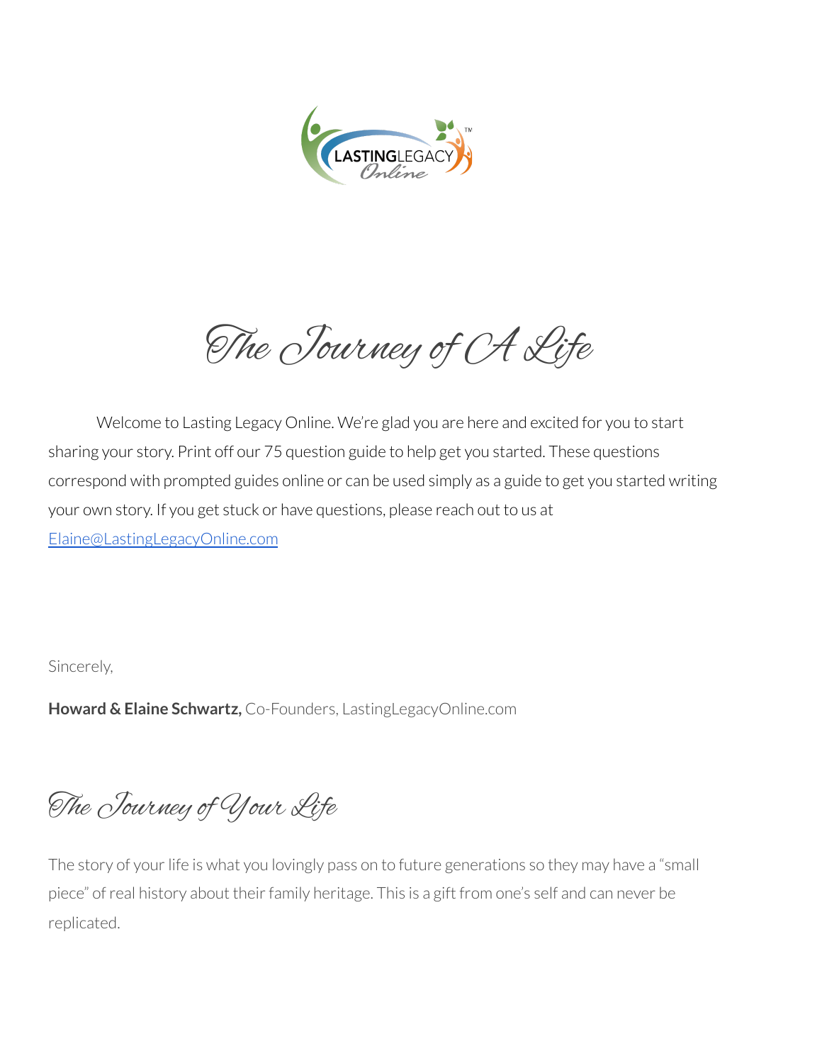# The Journey of A Life

Welcome to Lasting Legacy Online. We're glad you are here and excited for you to start sharing your story. Print off our 75 question guide to help get you started. These questions correspond with prompted guides online or can be used simply as a guide to get you started writing your own story. If you get stuck or have questions, please reach out to us at Elaine@LastingLegacyOnline.com

Sincerely,

**Howard & Elaine Schwartz,** Co-Founders, LastingLegacyOnline.com

## The Journey of Your Life

The story of your life is what you lovingly pass on to future generations so they may have a "small piece" of real history about their family heritage. This is a gift from one's self and can never be replicated.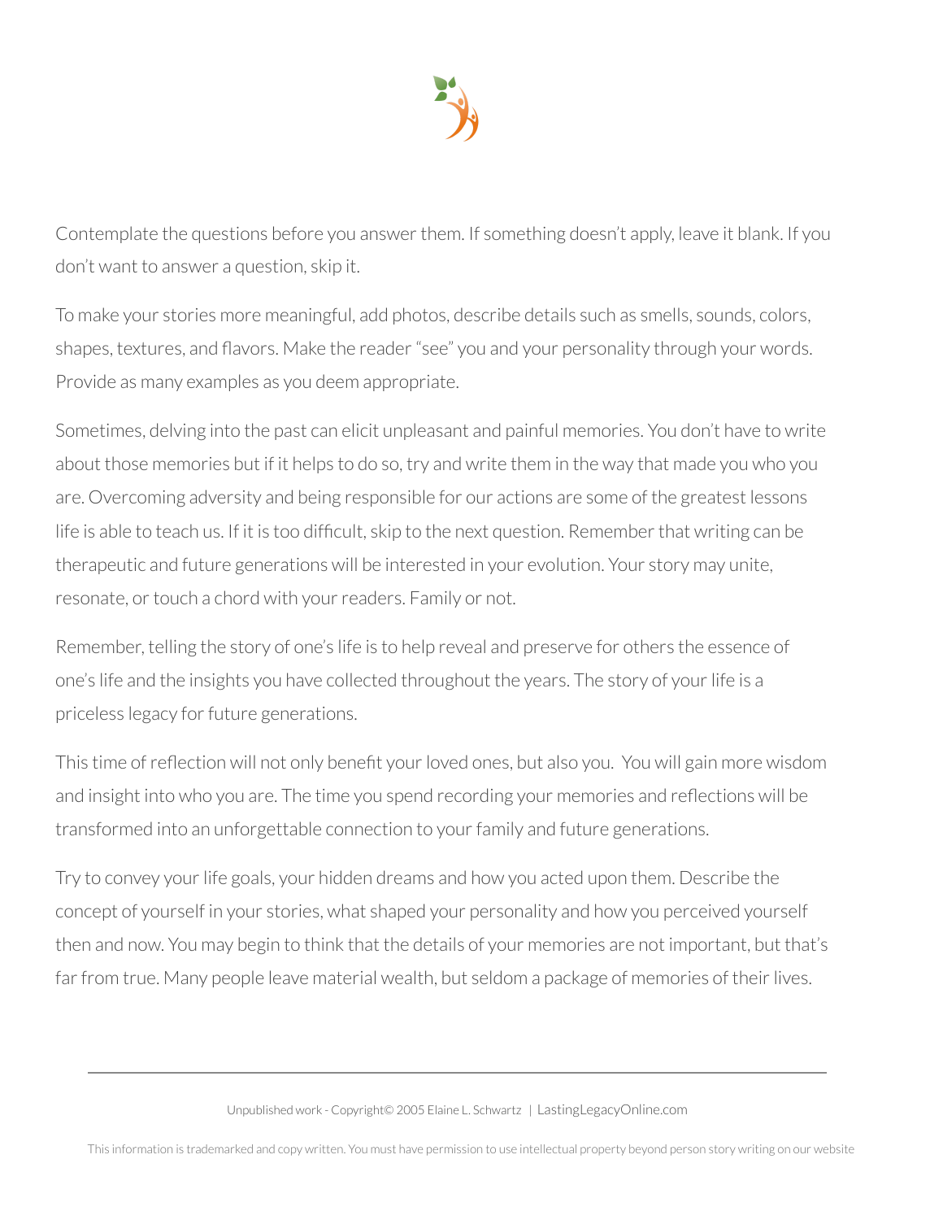Contemplate the questions before you answer them. If something doesn't apply, leave it blank. If you don't want to answer a question, skip it.

To make your stories more meaningful, add photos, describe details such as smells, sounds, colors, shapes, textures, and flavors. Make the reader "see" you and your personality through your words. Provide as many examples as you deem appropriate.

Sometimes, delving into the past can elicit unpleasant and painful memories. You don't have to write about those memories but if it helps to do so, try and write them in the way that made you who you are. Overcoming adversity and being responsible for our actions are some of the greatest lessons life is able to teach us. If it is too difficult, skip to the next question. Remember that writing can be therapeutic and future generations will be interested in your evolution. Your story may unite, resonate, or touch a chord with your readers. Family or not.

Remember, telling the story of one's life is to help reveal and preserve for others the essence of one's life and the insights you have collected throughout the years. The story of your life is a priceless legacy for future generations.

This time of reflection will not only benefit your loved ones, but also you. You will gain more wisdom and insight into who you are. The time you spend recording your memories and reflections will be transformed into an unforgettable connection to your family and future generations.

Try to convey your life goals, your hidden dreams and how you acted upon them. Describe the concept of yourself in your stories, what shaped your personality and how you perceived yourself then and now. You may begin to think that the details of your memories are not important, but that's far from true. Many people leave material wealth, but seldom a package of memories of their lives.

Unpublished work - Copyright© 2005 Elaine L. Schwartz | LastingLegacyOnline.com

This information is trademarked and copy written. You must have permission to use intellectual property beyond person story writing on our website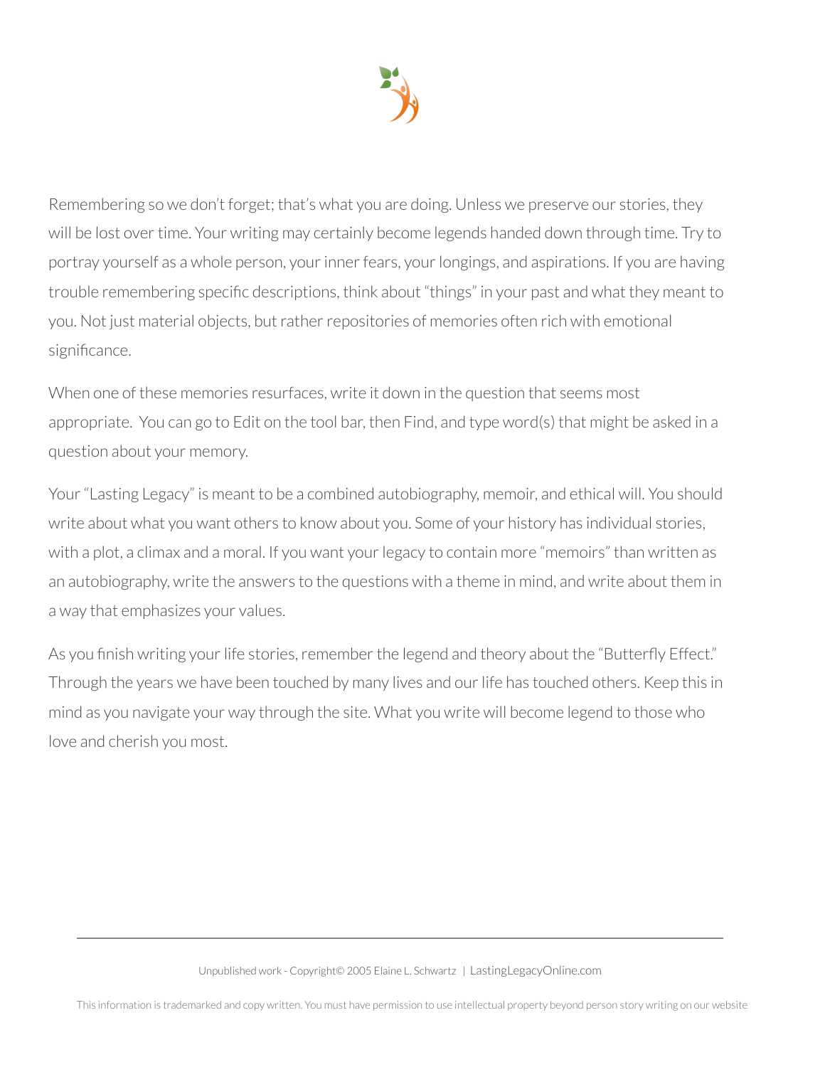Remembering so we don't forget; that's what you are doing. Unless we preserve our stories, they will be lost over time. Your writing may certainly become legends handed down through time. Try to portray yourself as a whole person, your inner fears, your longings, and aspirations. If you are having trouble remembering specific descriptions, think about "things" in your past and what they meant to you. Not just material objects, but rather repositories of memories often rich with emotional significance.

When one of these memories resurfaces, write it down in the question that seems most appropriate. You can go to Edit on the tool bar, then Find, and type word(s) that might be asked in a question about your memory.

Your "Lasting Legacy" is meant to be a combined autobiography, memoir, and ethical will. You should write about what you want others to know about you. Some of your history has individual stories, with a plot, a climax and a moral. If you want your legacy to contain more "memoirs" than written as an autobiography, write the answers to the questions with a theme in mind, and write about them in a way that emphasizes your values.

As you finish writing your life stories, remember the legend and theory about the "Butterfly Effect." Through the years we have been touched by many lives and our life has touched others. Keep this in mind as you navigate your way through the site. What you write will become legend to those who love and cherish you most.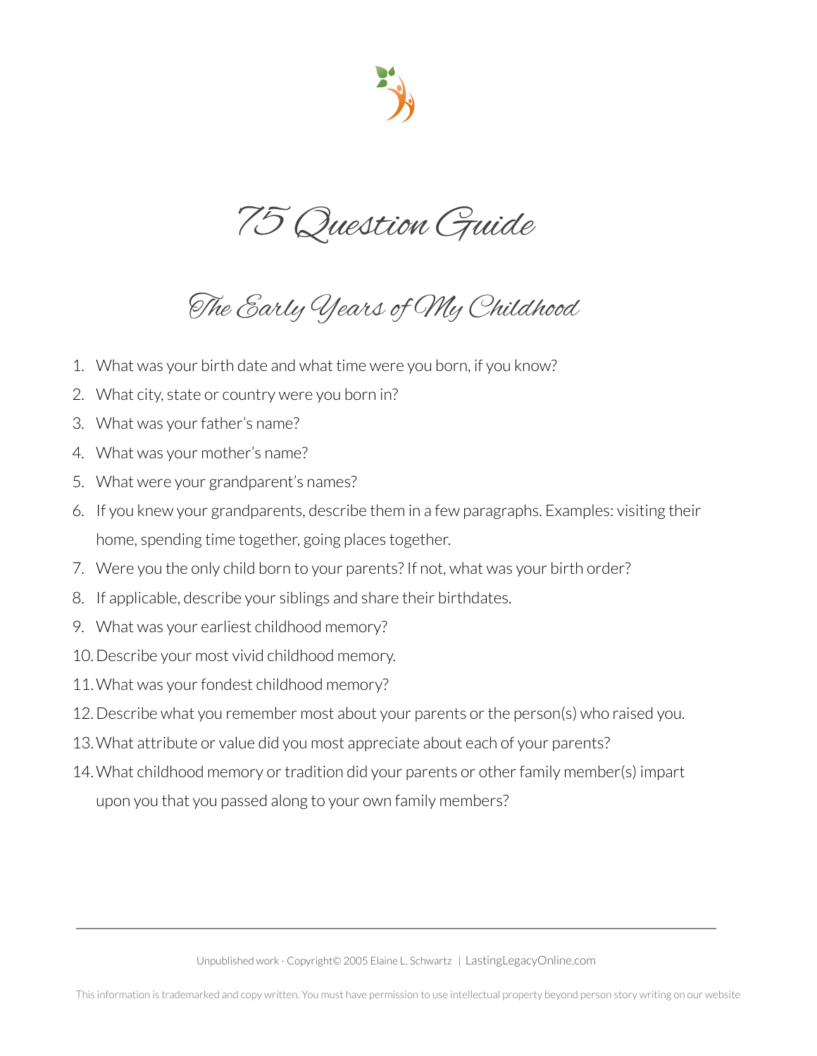# 75 Question Guide

## The Early Years of My Childhood

1. What was your birth date and what time were you born, if you know?
2. What city, state or country were you born in?
3. What was your father's name?
4. What was your mother's name?
5. What were your grandparent's names?
6. If you knew your grandparents, describe them in a few paragraphs. Examples: visiting their home, spending time together, going places together.
7. Were you the only child born to your parents? If not, what was your birth order?
8. If applicable, describe your siblings and share their birthdates.
9. What was your earliest childhood memory?
10. Describe your most vivid childhood memory.
11. What was your fondest childhood memory?
12. Describe what you remember most about your parents or the person(s) who raised you.
13. What attribute or value did you most appreciate about each of your parents?
14. What childhood memory or tradition did your parents or other family member(s) impart upon you that you passed along to your own family members?

Unpublished work - Copyright© 2005 Elaine L. Schwartz | LastingLegacyOnline.com

This information is trademarked and copy written. You must have permission to use intellectual property beyond person story writing on our website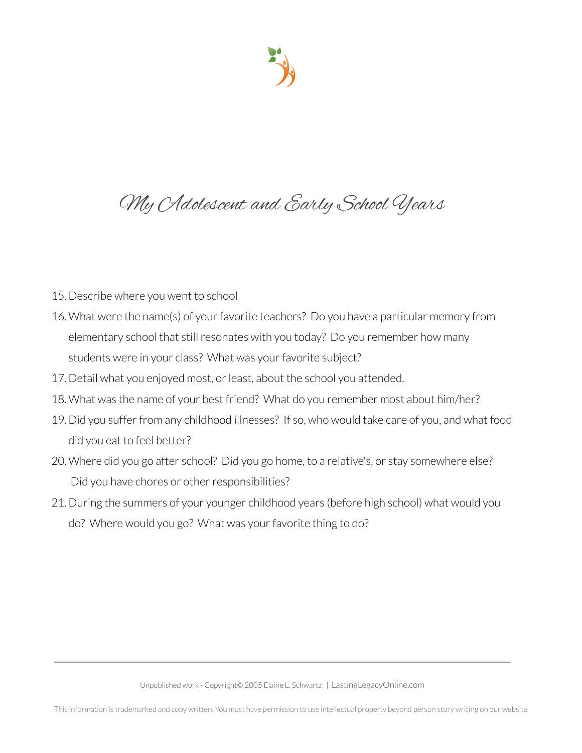# My Adolescent and Early School Years

15. Describe where you went to school
16. What were the name(s) of your favorite teachers? Do you have a particular memory from elementary school that still resonates with you today? Do you remember how many students were in your class? What was your favorite subject?
17. Detail what you enjoyed most, or least, about the school you attended.
18. What was the name of your best friend? What do you remember most about him/her?
19. Did you suffer from any childhood illnesses? If so, who would take care of you, and what food did you eat to feel better?
20. Where did you go after school? Did you go home, to a relative's, or stay somewhere else? Did you have chores or other responsibilities?
21. During the summers of your younger childhood years (before high school) what would you do? Where would you go? What was your favorite thing to do?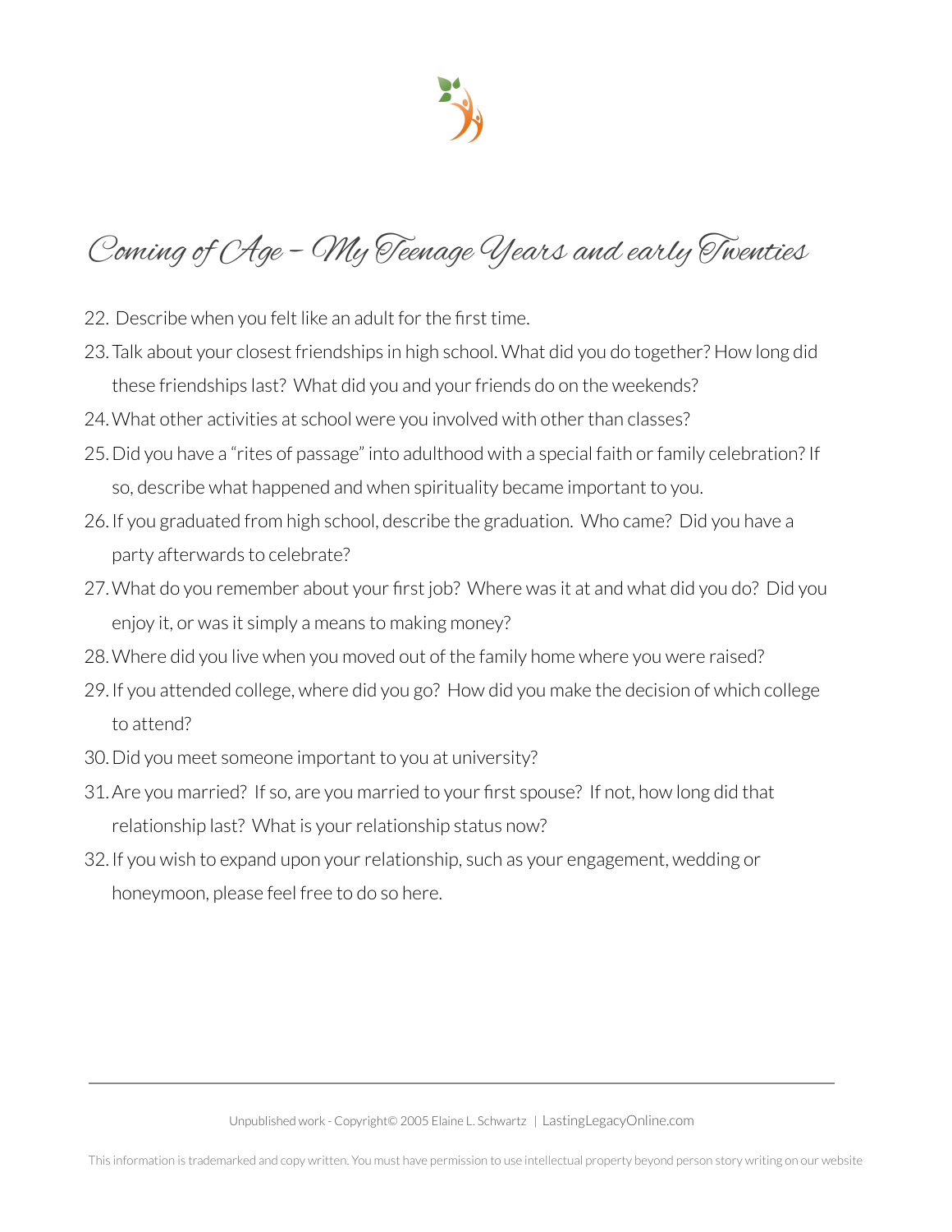# Coming of Age – My Teenage Years and early Twenties

22. Describe when you felt like an adult for the first time.
23. Talk about your closest friendships in high school. What did you do together? How long did these friendships last? What did you and your friends do on the weekends?
24. What other activities at school were you involved with other than classes?
25. Did you have a "rites of passage" into adulthood with a special faith or family celebration? If so, describe what happened and when spirituality became important to you.
26. If you graduated from high school, describe the graduation. Who came? Did you have a party afterwards to celebrate?
27. What do you remember about your first job? Where was it at and what did you do? Did you enjoy it, or was it simply a means to making money?
28. Where did you live when you moved out of the family home where you were raised?
29. If you attended college, where did you go? How did you make the decision of which college to attend?
30. Did you meet someone important to you at university?
31. Are you married? If so, are you married to your first spouse? If not, how long did that relationship last? What is your relationship status now?
32. If you wish to expand upon your relationship, such as your engagement, wedding or honeymoon, please feel free to do so here.

Unpublished work - Copyright© 2005 Elaine L. Schwartz | LastingLegacyOnline.com

This information is trademarked and copy written. You must have permission to use intellectual property beyond person story writing on our website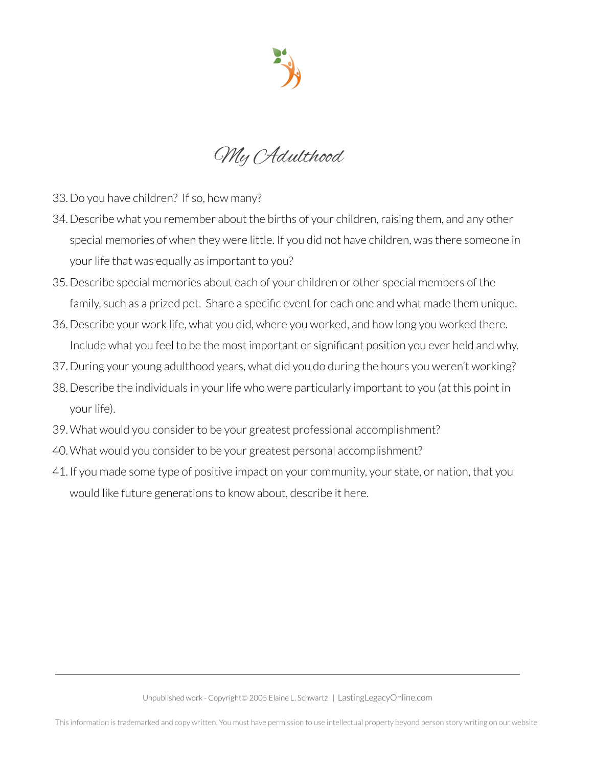# My Adulthood

33. Do you have children? If so, how many?
34. Describe what you remember about the births of your children, raising them, and any other special memories of when they were little. If you did not have children, was there someone in your life that was equally as important to you?
35. Describe special memories about each of your children or other special members of the family, such as a prized pet. Share a specific event for each one and what made them unique.
36. Describe your work life, what you did, where you worked, and how long you worked there. Include what you feel to be the most important or significant position you ever held and why.
37. During your young adulthood years, what did you do during the hours you weren't working?
38. Describe the individuals in your life who were particularly important to you (at this point in your life).
39. What would you consider to be your greatest professional accomplishment?
40. What would you consider to be your greatest personal accomplishment?
41. If you made some type of positive impact on your community, your state, or nation, that you would like future generations to know about, describe it here.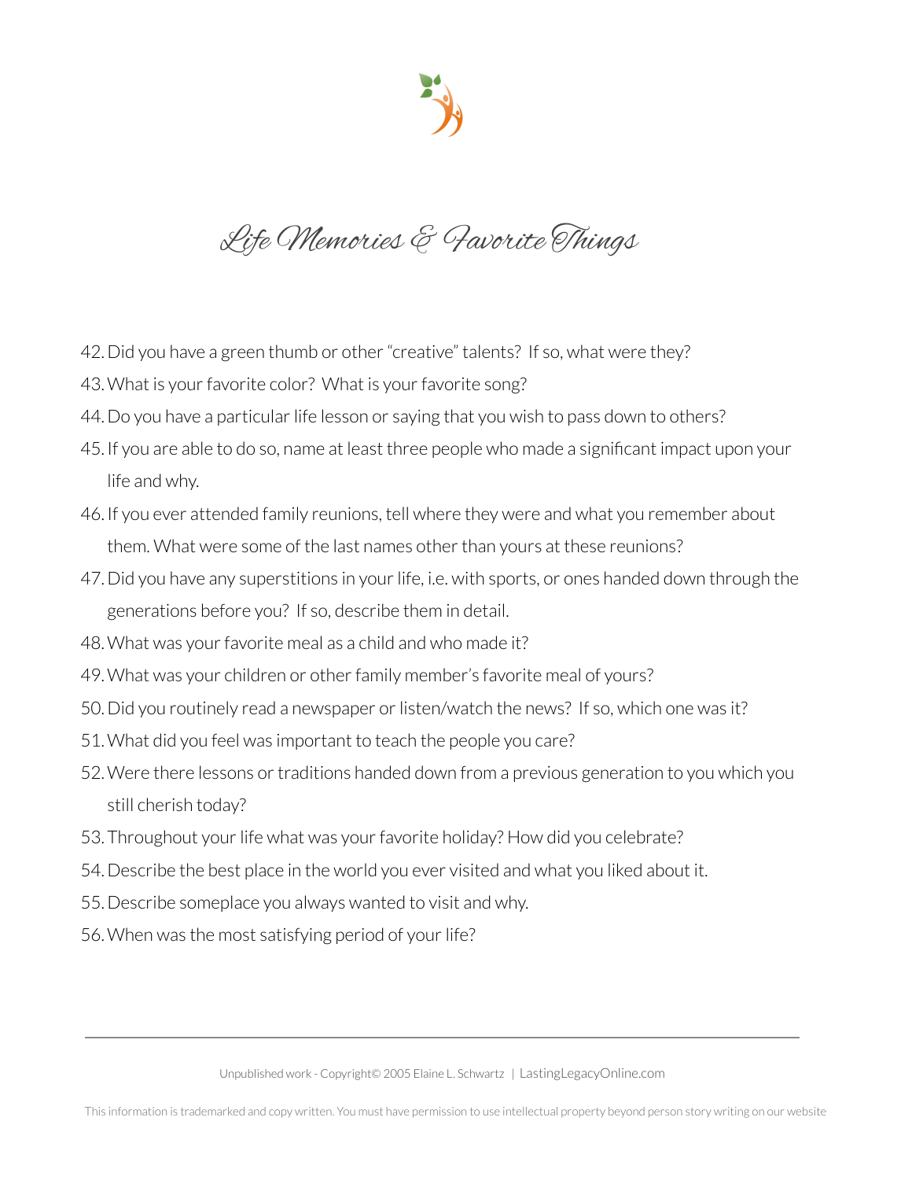# Life Memories & Favorite Things

42. Did you have a green thumb or other "creative" talents? If so, what were they?
43. What is your favorite color? What is your favorite song?
44. Do you have a particular life lesson or saying that you wish to pass down to others?
45. If you are able to do so, name at least three people who made a significant impact upon your life and why.
46. If you ever attended family reunions, tell where they were and what you remember about them. What were some of the last names other than yours at these reunions?
47. Did you have any superstitions in your life, i.e. with sports, or ones handed down through the generations before you? If so, describe them in detail.
48. What was your favorite meal as a child and who made it?
49. What was your children or other family member's favorite meal of yours?
50. Did you routinely read a newspaper or listen/watch the news? If so, which one was it?
51. What did you feel was important to teach the people you care?
52. Were there lessons or traditions handed down from a previous generation to you which you still cherish today?
53. Throughout your life what was your favorite holiday? How did you celebrate?
54. Describe the best place in the world you ever visited and what you liked about it.
55. Describe someplace you always wanted to visit and why.
56. When was the most satisfying period of your life?

Unpublished work - Copyright© 2005 Elaine L. Schwartz | LastingLegacyOnline.com

This information is trademarked and copy written. You must have permission to use intellectual property beyond person story writing on our website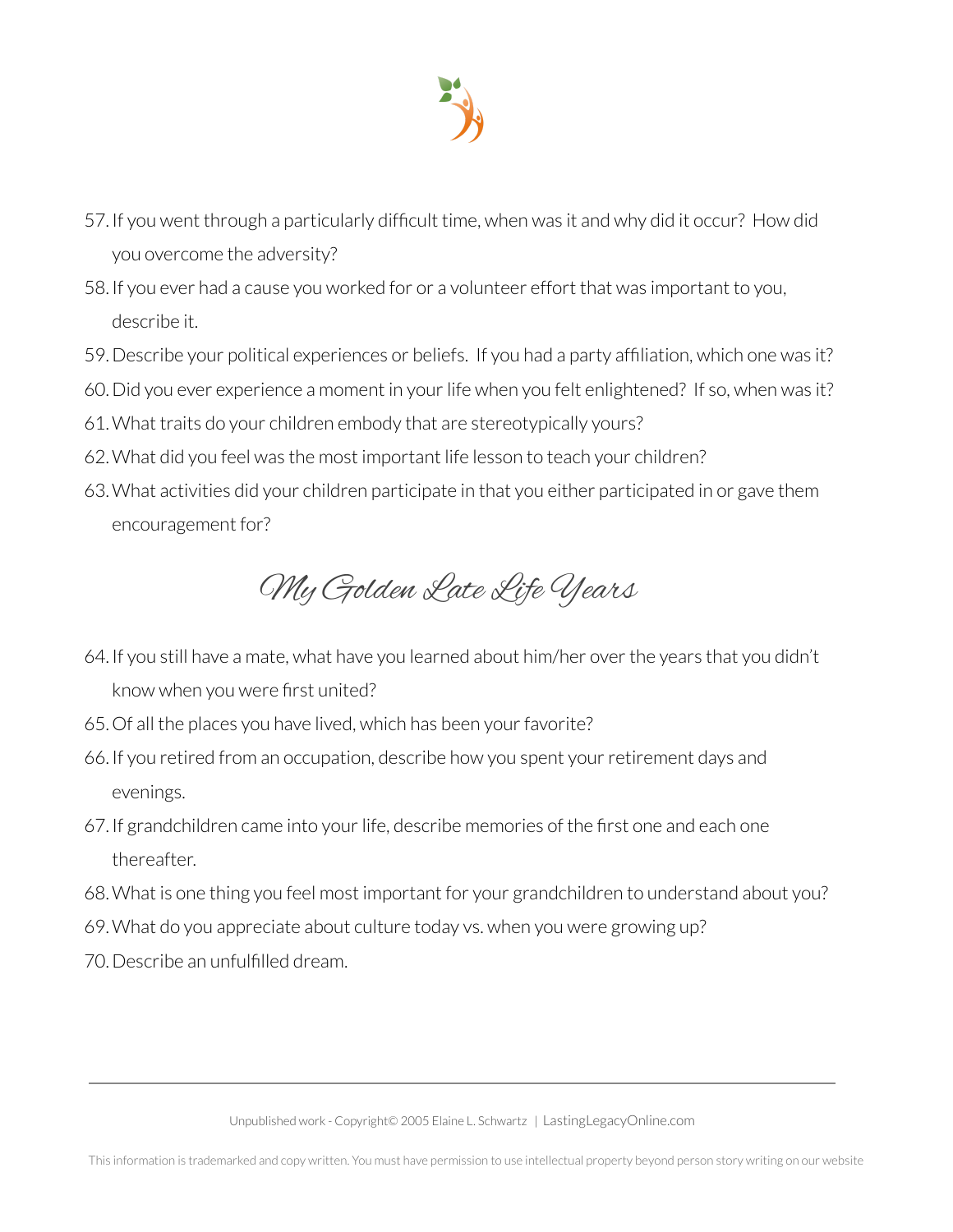57. If you went through a particularly difficult time, when was it and why did it occur? How did you overcome the adversity?
58. If you ever had a cause you worked for or a volunteer effort that was important to you, describe it.
59. Describe your political experiences or beliefs. If you had a party affiliation, which one was it?
60. Did you ever experience a moment in your life when you felt enlightened? If so, when was it?
61. What traits do your children embody that are stereotypically yours?
62. What did you feel was the most important life lesson to teach your children?
63. What activities did your children participate in that you either participated in or gave them encouragement for?

## My Golden Late Life Years

64. If you still have a mate, what have you learned about him/her over the years that you didn't know when you were first united?
65. Of all the places you have lived, which has been your favorite?
66. If you retired from an occupation, describe how you spent your retirement days and evenings.
67. If grandchildren came into your life, describe memories of the first one and each one thereafter.
68. What is one thing you feel most important for your grandchildren to understand about you?
69. What do you appreciate about culture today vs. when you were growing up?
70. Describe an unfulfilled dream.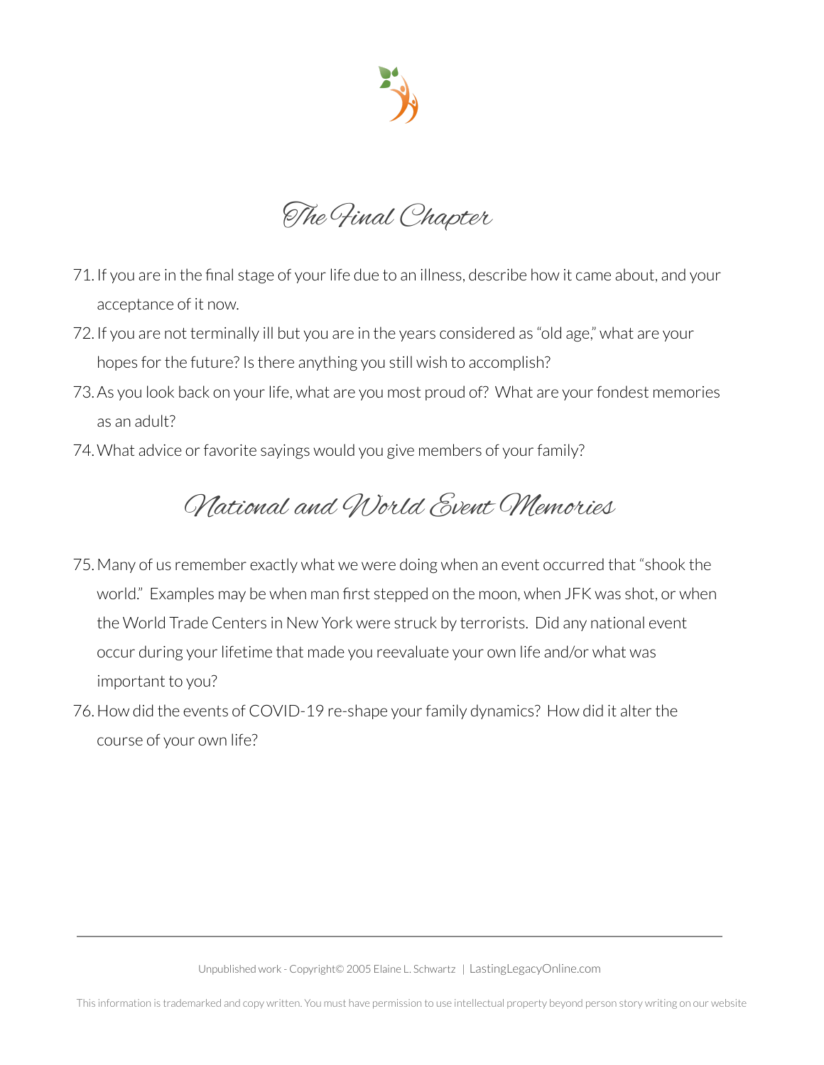## The Final Chapter

71. If you are in the final stage of your life due to an illness, describe how it came about, and your acceptance of it now.
72. If you are not terminally ill but you are in the years considered as "old age," what are your hopes for the future? Is there anything you still wish to accomplish?
73. As you look back on your life, what are you most proud of? What are your fondest memories as an adult?
74. What advice or favorite sayings would you give members of your family?

## National and World Event Memories

75. Many of us remember exactly what we were doing when an event occurred that "shook the world." Examples may be when man first stepped on the moon, when JFK was shot, or when the World Trade Centers in New York were struck by terrorists. Did any national event occur during your lifetime that made you reevaluate your own life and/or what was important to you?
76. How did the events of COVID-19 re-shape your family dynamics? How did it alter the course of your own life?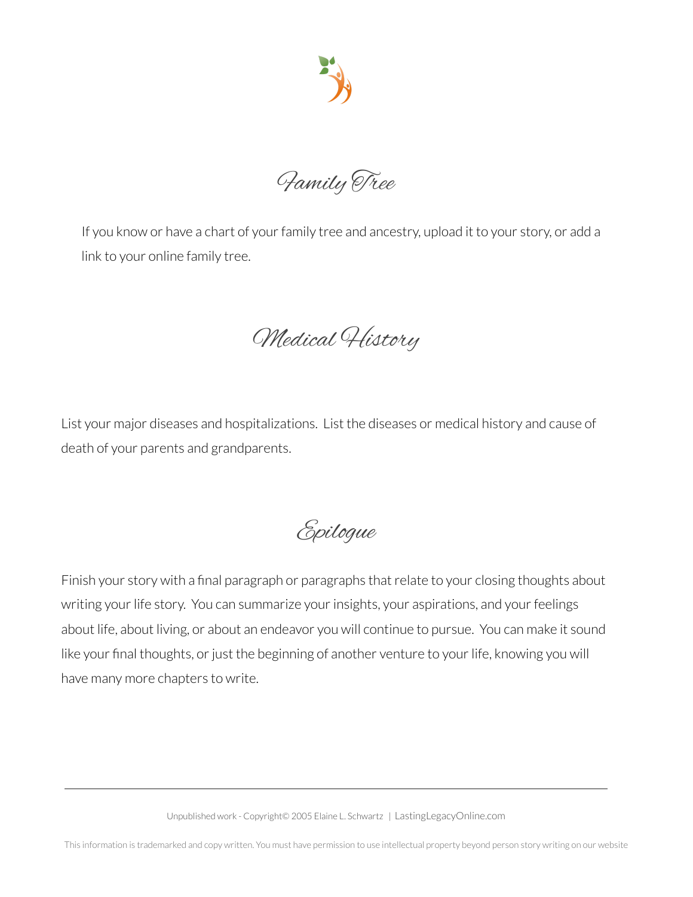## Family Tree

If you know or have a chart of your family tree and ancestry, upload it to your story, or add a link to your online family tree.

## Medical History

List your major diseases and hospitalizations. List the diseases or medical history and cause of death of your parents and grandparents.

## Epilogue

Finish your story with a final paragraph or paragraphs that relate to your closing thoughts about writing your life story. You can summarize your insights, your aspirations, and your feelings about life, about living, or about an endeavor you will continue to pursue. You can make it sound like your final thoughts, or just the beginning of another venture to your life, knowing you will have many more chapters to write.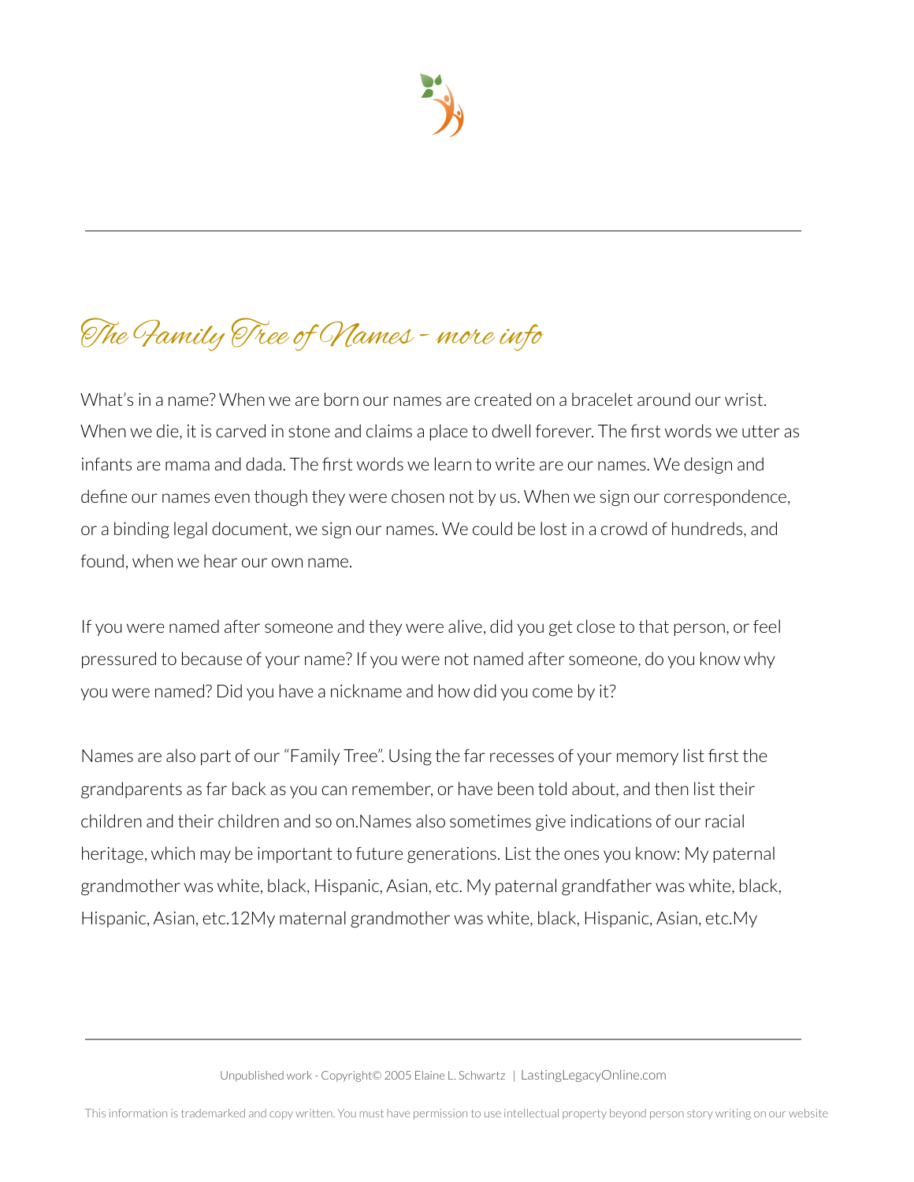# The Family Tree of Names - more info

What's in a name? When we are born our names are created on a bracelet around our wrist. When we die, it is carved in stone and claims a place to dwell forever. The first words we utter as infants are mama and dada. The first words we learn to write are our names. We design and define our names even though they were chosen not by us. When we sign our correspondence, or a binding legal document, we sign our names. We could be lost in a crowd of hundreds, and found, when we hear our own name.

If you were named after someone and they were alive, did you get close to that person, or feel pressured to because of your name? If you were not named after someone, do you know why you were named? Did you have a nickname and how did you come by it?

Names are also part of our "Family Tree". Using the far recesses of your memory list first the grandparents as far back as you can remember, or have been told about, and then list their children and their children and so on.Names also sometimes give indications of our racial heritage, which may be important to future generations. List the ones you know: My paternal grandmother was white, black, Hispanic, Asian, etc. My paternal grandfather was white, black, Hispanic, Asian, etc.12My maternal grandmother was white, black, Hispanic, Asian, etc.My

Unpublished work - Copyright© 2005 Elaine L. Schwartz | LastingLegacyOnline.com

This information is trademarked and copy written. You must have permission to use intellectual property beyond person story writing on our website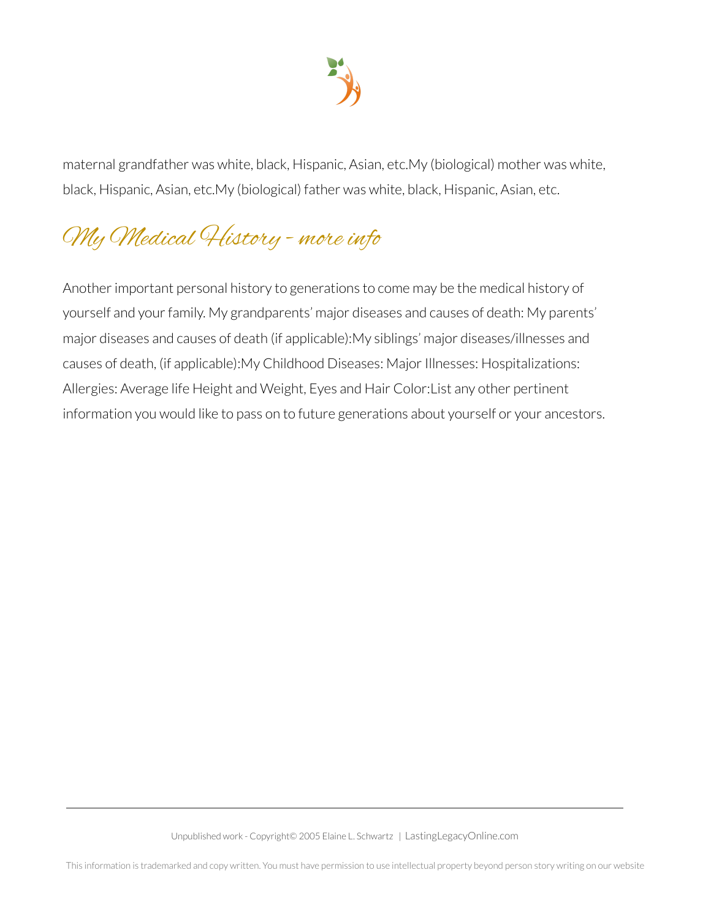maternal grandfather was white, black, Hispanic, Asian, etc.My (biological) mother was white, black, Hispanic, Asian, etc.My (biological) father was white, black, Hispanic, Asian, etc.

## *My Medical History - more info*

Another important personal history to generations to come may be the medical history of yourself and your family. My grandparents' major diseases and causes of death: My parents' major diseases and causes of death (if applicable):My siblings' major diseases/illnesses and causes of death, (if applicable):My Childhood Diseases: Major Illnesses: Hospitalizations: Allergies: Average life Height and Weight, Eyes and Hair Color:List any other pertinent information you would like to pass on to future generations about yourself or your ancestors.